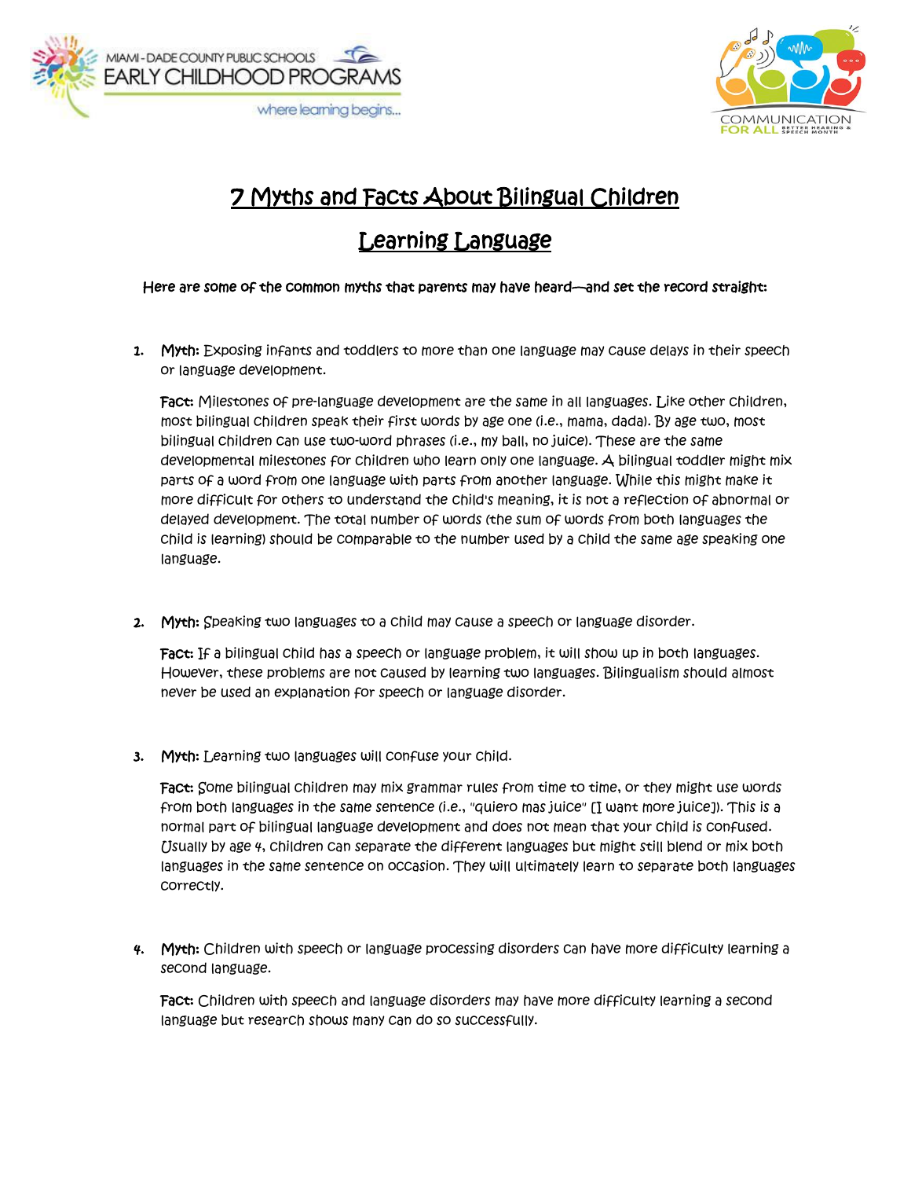# 7 Myths and Facts About Bilingual Children Learning Language

**Here are some of the common myths that parents may have heard—and set the record straight:**

1. **Myth:** Exposing infants and toddlers to more than one language may cause delays in their speech or language development.

   **Fact:** Milestones of pre-language development are the same in all languages. Like other children, most bilingual children speak their first words by age one (i.e., mama, dada). By age two, most bilingual children can use two-word phrases (i.e., my ball, no juice). These are the same developmental milestones for children who learn only one language. A bilingual toddler might mix parts of a word from one language with parts from another language. While this might make it more difficult for others to understand the child's meaning, it is not a reflection of abnormal or delayed development. The total number of words (the sum of words from both languages the child is learning) should be comparable to the number used by a child the same age speaking one language.

2. **Myth:** Speaking two languages to a child may cause a speech or language disorder.

   **Fact:** If a bilingual child has a speech or language problem, it will show up in both languages. However, these problems are not caused by learning two languages. Bilingualism should almost never be used an explanation for speech or language disorder.

3. **Myth:** Learning two languages will confuse your child.

   **Fact:** Some bilingual children may mix grammar rules from time to time, or they might use words from both languages in the same sentence (i.e., "quiero mas juice" [I want more juice]). This is a normal part of bilingual language development and does not mean that your child is confused. Usually by age 4, children can separate the different languages but might still blend or mix both languages in the same sentence on occasion. They will ultimately learn to separate both languages correctly.

4. **Myth:** Children with speech or language processing disorders can have more difficulty learning a second language.

   **Fact:** Children with speech and language disorders may have more difficulty learning a second language but research shows many can do so successfully.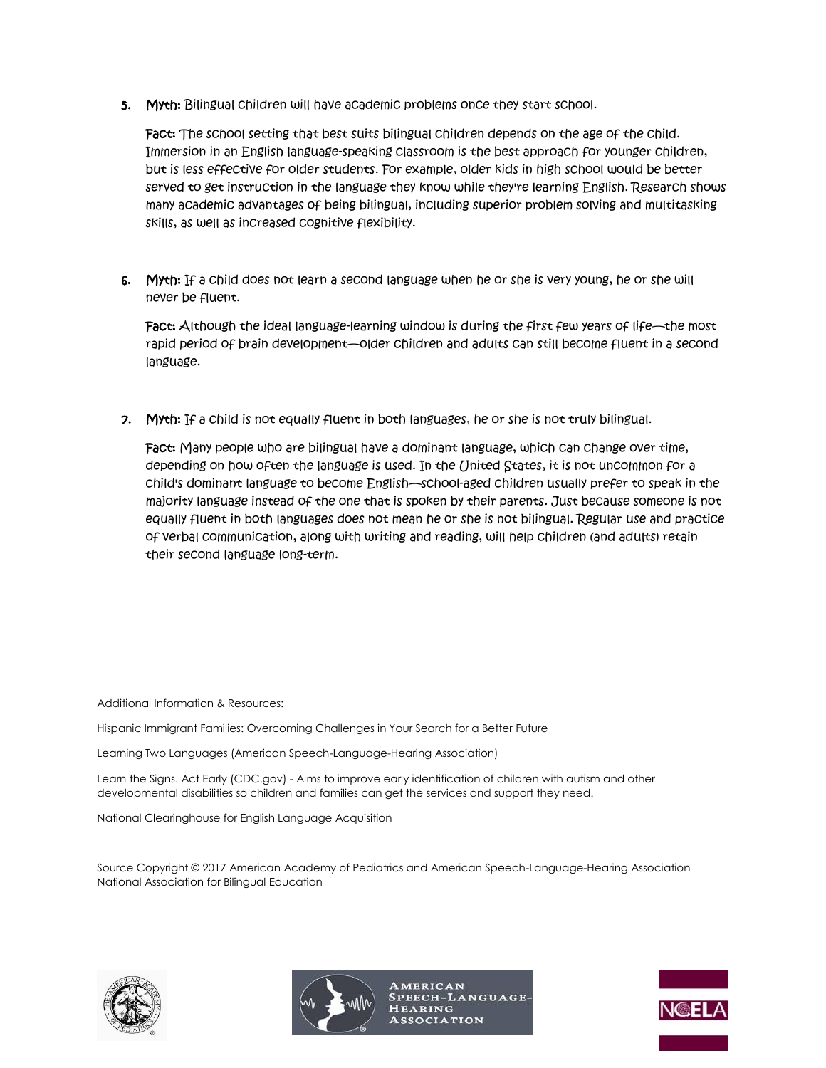5. **Myth:** Bilingual children will have academic problems once they start school.

   **Fact:** The school setting that best suits bilingual children depends on the age of the child. Immersion in an English language-speaking classroom is the best approach for younger children, but is less effective for older students. For example, older kids in high school would be better served to get instruction in the language they know while they're learning English. Research shows many academic advantages of being bilingual, including superior problem solving and multitasking skills, as well as increased cognitive flexibility.

6. **Myth:** If a child does not learn a second language when he or she is very young, he or she will never be fluent.

   **Fact:** Although the ideal language-learning window is during the first few years of life—the most rapid period of brain development—older children and adults can still become fluent in a second language.

7. **Myth:** If a child is not equally fluent in both languages, he or she is not truly bilingual.

   **Fact:** Many people who are bilingual have a dominant language, which can change over time, depending on how often the language is used. In the United States, it is not uncommon for a child's dominant language to become English—school-aged children usually prefer to speak in the majority language instead of the one that is spoken by their parents. Just because someone is not equally fluent in both languages does not mean he or she is not bilingual. Regular use and practice of verbal communication, along with writing and reading, will help children (and adults) retain their second language long-term.

Additional Information & Resources:

Hispanic Immigrant Families: Overcoming Challenges in Your Search for a Better Future

Learning Two Languages (American Speech-Language-Hearing Association)

Learn the Signs. Act Early (CDC.gov) - Aims to improve early identification of children with autism and other developmental disabilities so children and families can get the services and support they need.

National Clearinghouse for English Language Acquisition

Source Copyright © 2017 American Academy of Pediatrics and American Speech-Language-Hearing Association
National Association for Bilingual Education